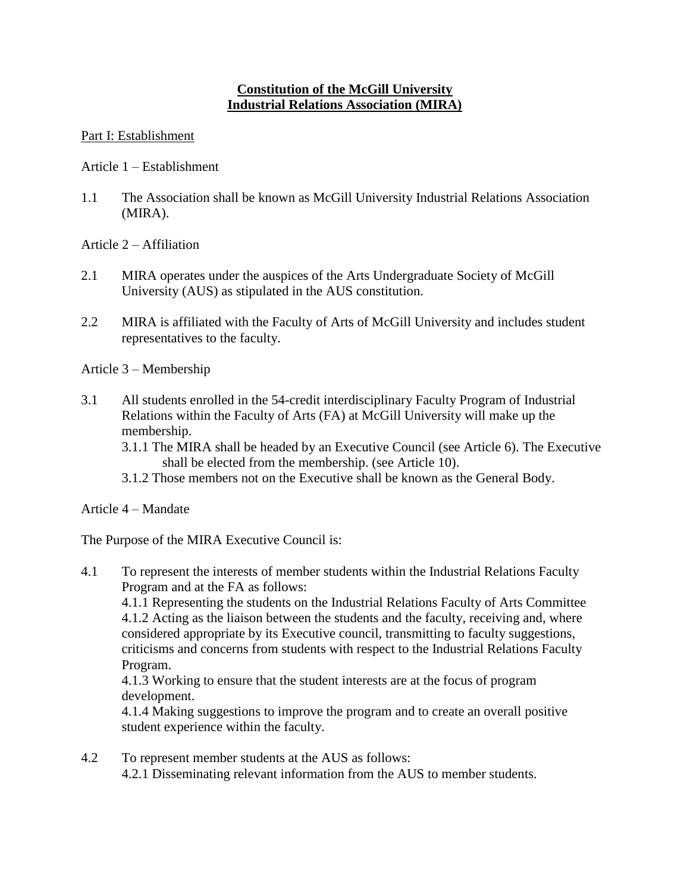# Constitution of the McGill University Industrial Relations Association (MIRA)

## Part I: Establishment

### Article 1 – Establishment

1.1 The Association shall be known as McGill University Industrial Relations Association (MIRA).

### Article 2 – Affiliation

2.1 MIRA operates under the auspices of the Arts Undergraduate Society of McGill University (AUS) as stipulated in the AUS constitution.

2.2 MIRA is affiliated with the Faculty of Arts of McGill University and includes student representatives to the faculty.

### Article 3 – Membership

3.1 All students enrolled in the 54-credit interdisciplinary Faculty Program of Industrial Relations within the Faculty of Arts (FA) at McGill University will make up the membership.

3.1.1 The MIRA shall be headed by an Executive Council (see Article 6). The Executive shall be elected from the membership. (see Article 10).

3.1.2 Those members not on the Executive shall be known as the General Body.

### Article 4 – Mandate

The Purpose of the MIRA Executive Council is:

4.1 To represent the interests of member students within the Industrial Relations Faculty Program and at the FA as follows:

4.1.1 Representing the students on the Industrial Relations Faculty of Arts Committee

4.1.2 Acting as the liaison between the students and the faculty, receiving and, where considered appropriate by its Executive council, transmitting to faculty suggestions, criticisms and concerns from students with respect to the Industrial Relations Faculty Program.

4.1.3 Working to ensure that the student interests are at the focus of program development.

4.1.4 Making suggestions to improve the program and to create an overall positive student experience within the faculty.

4.2 To represent member students at the AUS as follows:

4.2.1 Disseminating relevant information from the AUS to member students.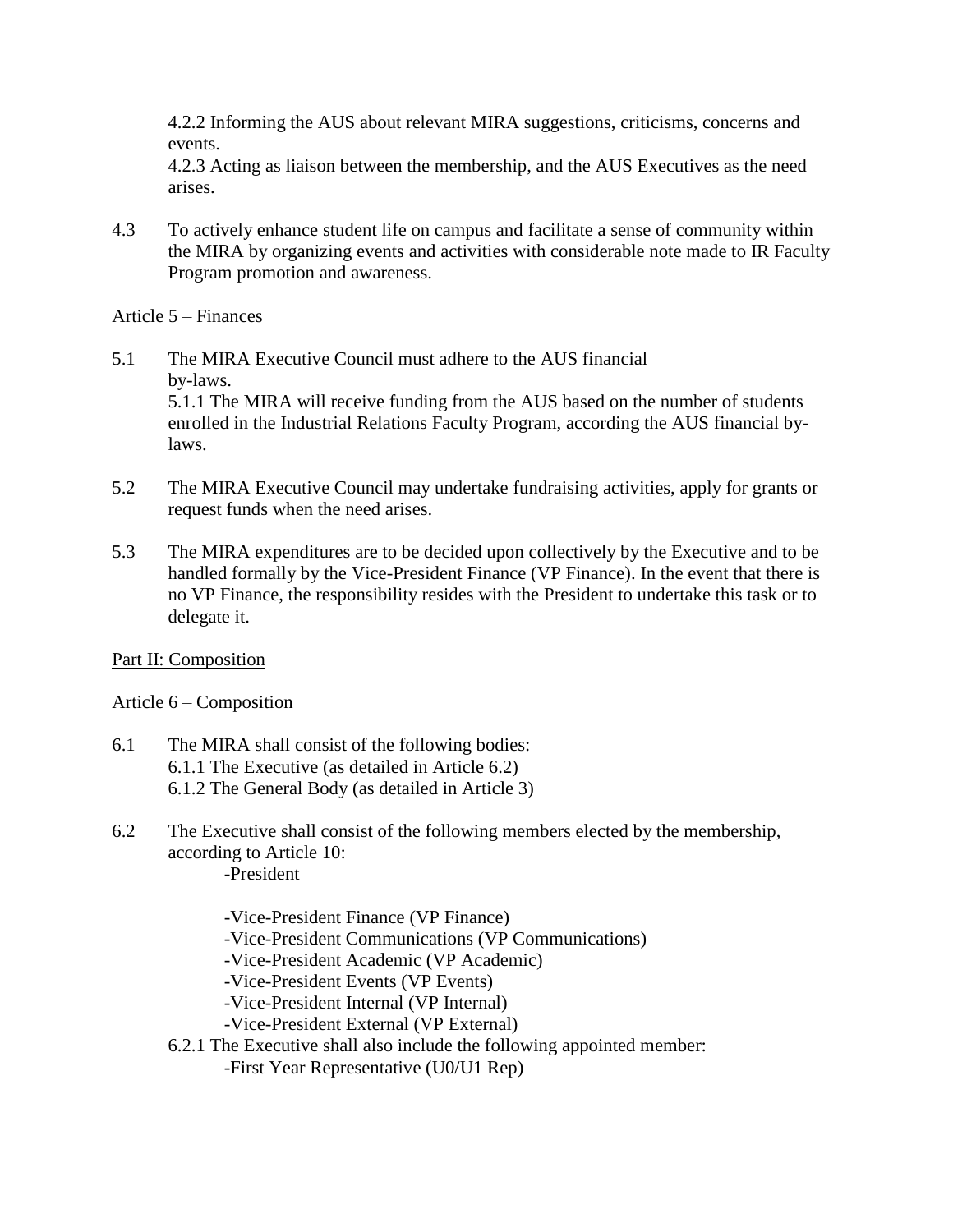4.2.2 Informing the AUS about relevant MIRA suggestions, criticisms, concerns and events.

4.2.3 Acting as liaison between the membership, and the AUS Executives as the need arises.

4.3 To actively enhance student life on campus and facilitate a sense of community within the MIRA by organizing events and activities with considerable note made to IR Faculty Program promotion and awareness.

Article 5 – Finances

5.1 The MIRA Executive Council must adhere to the AUS financial by-laws.

5.1.1 The MIRA will receive funding from the AUS based on the number of students enrolled in the Industrial Relations Faculty Program, according the AUS financial by-laws.

5.2 The MIRA Executive Council may undertake fundraising activities, apply for grants or request funds when the need arises.

5.3 The MIRA expenditures are to be decided upon collectively by the Executive and to be handled formally by the Vice-President Finance (VP Finance). In the event that there is no VP Finance, the responsibility resides with the President to undertake this task or to delegate it.

<u>Part II: Composition</u>

Article 6 – Composition

6.1 The MIRA shall consist of the following bodies:

6.1.1 The Executive (as detailed in Article 6.2)

6.1.2 The General Body (as detailed in Article 3)

6.2 The Executive shall consist of the following members elected by the membership, according to Article 10:

-President

-Vice-President Finance (VP Finance)
-Vice-President Communications (VP Communications)
-Vice-President Academic (VP Academic)
-Vice-President Events (VP Events)
-Vice-President Internal (VP Internal)
-Vice-President External (VP External)

6.2.1 The Executive shall also include the following appointed member:

-First Year Representative (U0/U1 Rep)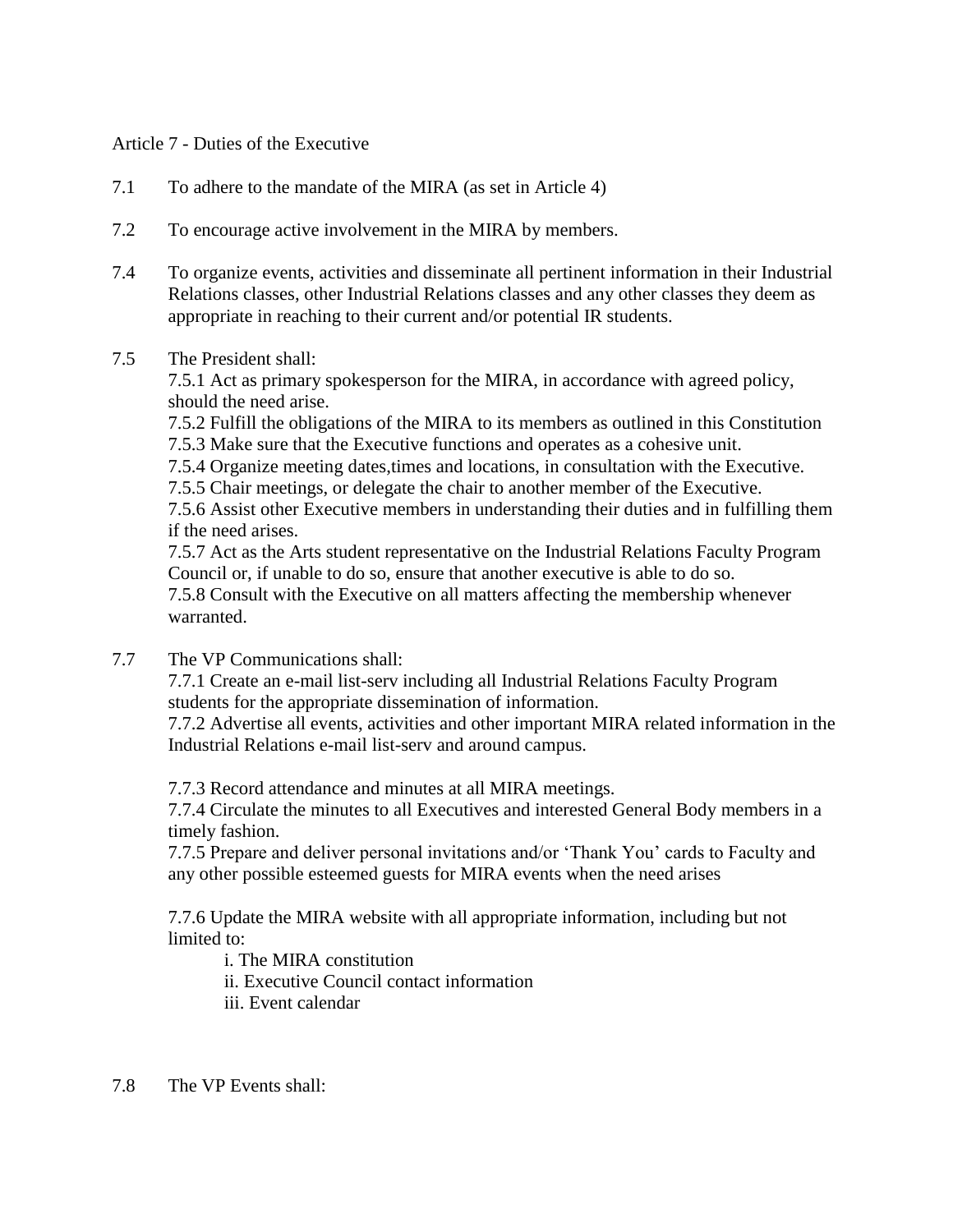## Article 7 - Duties of the Executive

7.1 To adhere to the mandate of the MIRA (as set in Article 4)

7.2 To encourage active involvement in the MIRA by members.

7.4 To organize events, activities and disseminate all pertinent information in their Industrial Relations classes, other Industrial Relations classes and any other classes they deem as appropriate in reaching to their current and/or potential IR students.

7.5 The President shall:

7.5.1 Act as primary spokesperson for the MIRA, in accordance with agreed policy, should the need arise.
7.5.2 Fulfill the obligations of the MIRA to its members as outlined in this Constitution
7.5.3 Make sure that the Executive functions and operates as a cohesive unit.
7.5.4 Organize meeting dates,times and locations, in consultation with the Executive.
7.5.5 Chair meetings, or delegate the chair to another member of the Executive.
7.5.6 Assist other Executive members in understanding their duties and in fulfilling them if the need arises.
7.5.7 Act as the Arts student representative on the Industrial Relations Faculty Program Council or, if unable to do so, ensure that another executive is able to do so.
7.5.8 Consult with the Executive on all matters affecting the membership whenever warranted.

7.7 The VP Communications shall:

7.7.1 Create an e-mail list-serv including all Industrial Relations Faculty Program students for the appropriate dissemination of information.
7.7.2 Advertise all events, activities and other important MIRA related information in the Industrial Relations e-mail list-serv and around campus.

7.7.3 Record attendance and minutes at all MIRA meetings.
7.7.4 Circulate the minutes to all Executives and interested General Body members in a timely fashion.
7.7.5 Prepare and deliver personal invitations and/or 'Thank You' cards to Faculty and any other possible esteemed guests for MIRA events when the need arises

7.7.6 Update the MIRA website with all appropriate information, including but not limited to:

i. The MIRA constitution
ii. Executive Council contact information
iii. Event calendar

7.8 The VP Events shall: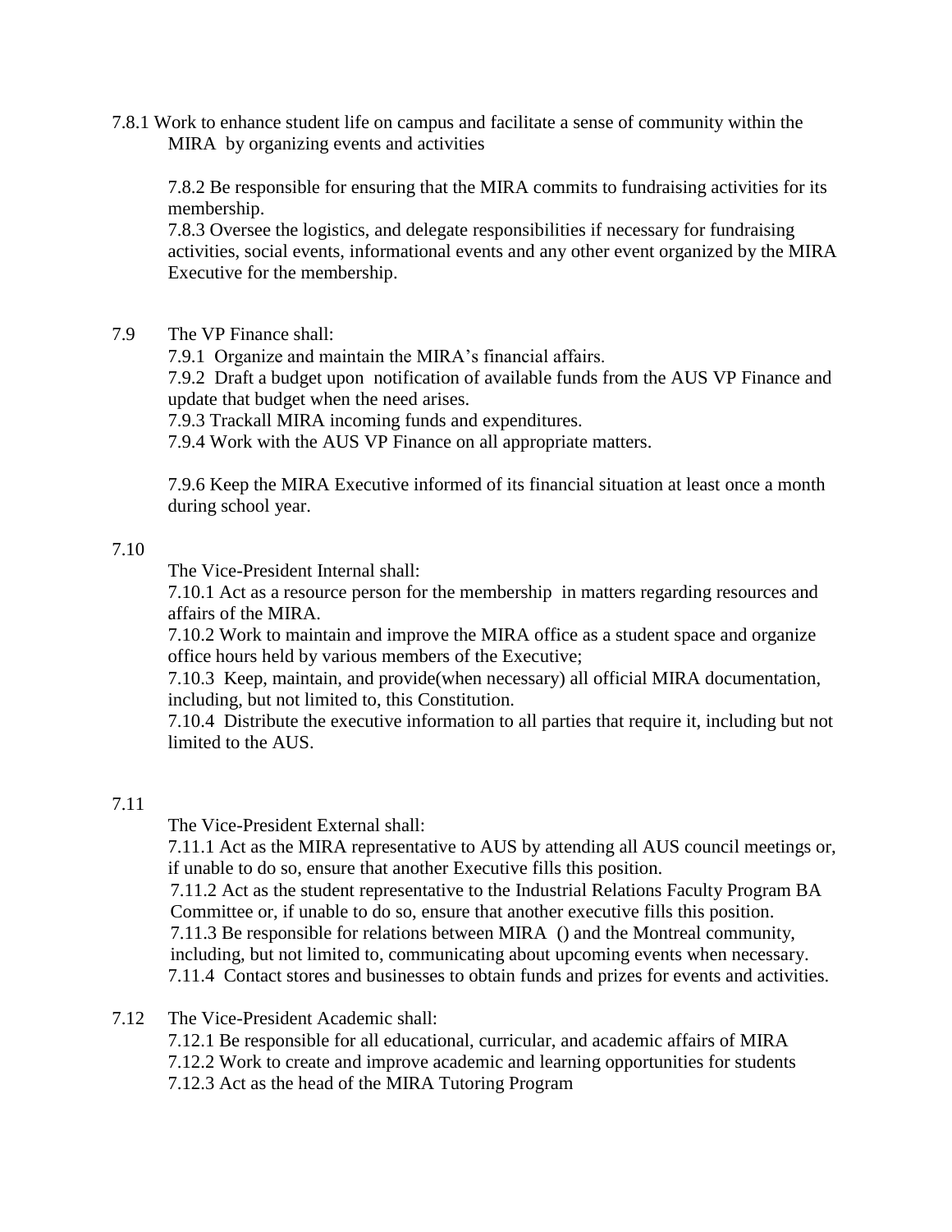7.8.1 Work to enhance student life on campus and facilitate a sense of community within the MIRA by organizing events and activities

7.8.2 Be responsible for ensuring that the MIRA commits to fundraising activities for its membership.

7.8.3 Oversee the logistics, and delegate responsibilities if necessary for fundraising activities, social events, informational events and any other event organized by the MIRA Executive for the membership.

7.9 The VP Finance shall:

7.9.1 Organize and maintain the MIRA's financial affairs.

7.9.2 Draft a budget upon notification of available funds from the AUS VP Finance and update that budget when the need arises.

7.9.3 Trackall MIRA incoming funds and expenditures.

7.9.4 Work with the AUS VP Finance on all appropriate matters.

7.9.6 Keep the MIRA Executive informed of its financial situation at least once a month during school year.

7.10

The Vice-President Internal shall:

7.10.1 Act as a resource person for the membership in matters regarding resources and affairs of the MIRA.

7.10.2 Work to maintain and improve the MIRA office as a student space and organize office hours held by various members of the Executive;

7.10.3 Keep, maintain, and provide(when necessary) all official MIRA documentation, including, but not limited to, this Constitution.

7.10.4 Distribute the executive information to all parties that require it, including but not limited to the AUS.

7.11

The Vice-President External shall:

7.11.1 Act as the MIRA representative to AUS by attending all AUS council meetings or, if unable to do so, ensure that another Executive fills this position.

7.11.2 Act as the student representative to the Industrial Relations Faculty Program BA Committee or, if unable to do so, ensure that another executive fills this position.

7.11.3 Be responsible for relations between MIRA () and the Montreal community, including, but not limited to, communicating about upcoming events when necessary.

7.11.4 Contact stores and businesses to obtain funds and prizes for events and activities.

7.12 The Vice-President Academic shall:

7.12.1 Be responsible for all educational, curricular, and academic affairs of MIRA

7.12.2 Work to create and improve academic and learning opportunities for students

7.12.3 Act as the head of the MIRA Tutoring Program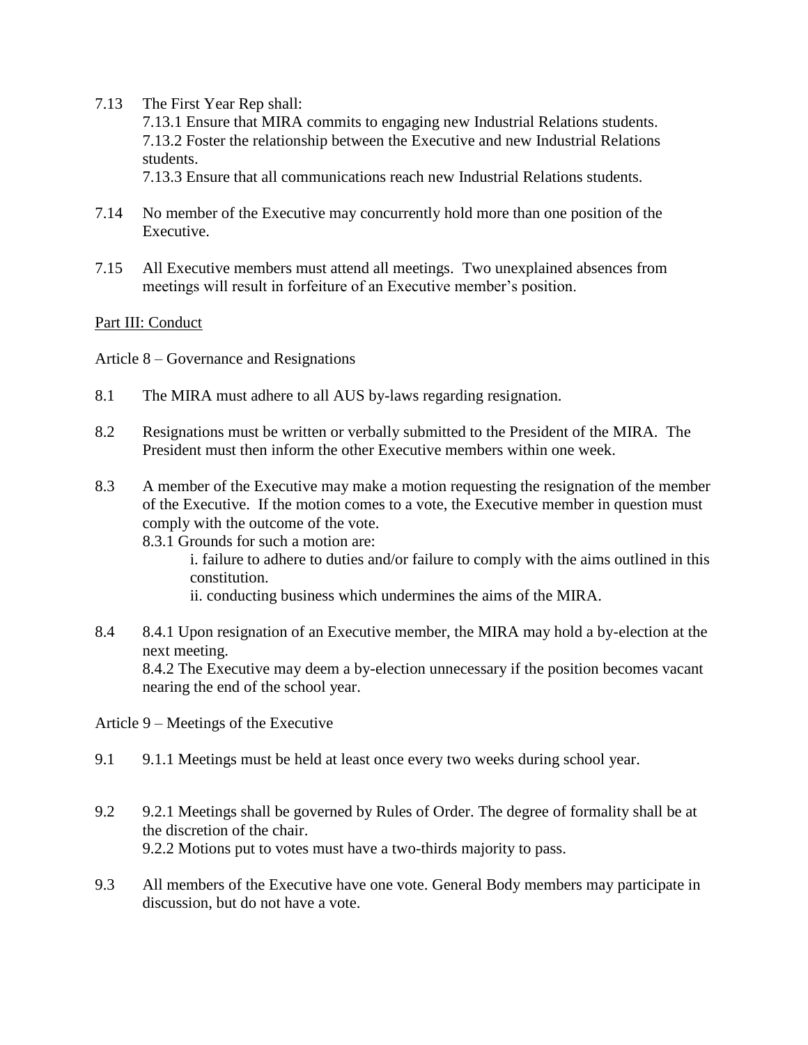7.13 The First Year Rep shall:

7.13.1 Ensure that MIRA commits to engaging new Industrial Relations students.

7.13.2 Foster the relationship between the Executive and new Industrial Relations students.

7.13.3 Ensure that all communications reach new Industrial Relations students.

7.14 No member of the Executive may concurrently hold more than one position of the Executive.

7.15 All Executive members must attend all meetings. Two unexplained absences from meetings will result in forfeiture of an Executive member's position.

<u>Part III: Conduct</u>

Article 8 – Governance and Resignations

8.1 The MIRA must adhere to all AUS by-laws regarding resignation.

8.2 Resignations must be written or verbally submitted to the President of the MIRA. The President must then inform the other Executive members within one week.

8.3 A member of the Executive may make a motion requesting the resignation of the member of the Executive. If the motion comes to a vote, the Executive member in question must comply with the outcome of the vote.

8.3.1 Grounds for such a motion are:

i. failure to adhere to duties and/or failure to comply with the aims outlined in this constitution.

ii. conducting business which undermines the aims of the MIRA.

8.4 8.4.1 Upon resignation of an Executive member, the MIRA may hold a by-election at the next meeting.

8.4.2 The Executive may deem a by-election unnecessary if the position becomes vacant nearing the end of the school year.

Article 9 – Meetings of the Executive

9.1 9.1.1 Meetings must be held at least once every two weeks during school year.

9.2 9.2.1 Meetings shall be governed by Rules of Order. The degree of formality shall be at the discretion of the chair.

9.2.2 Motions put to votes must have a two-thirds majority to pass.

9.3 All members of the Executive have one vote. General Body members may participate in discussion, but do not have a vote.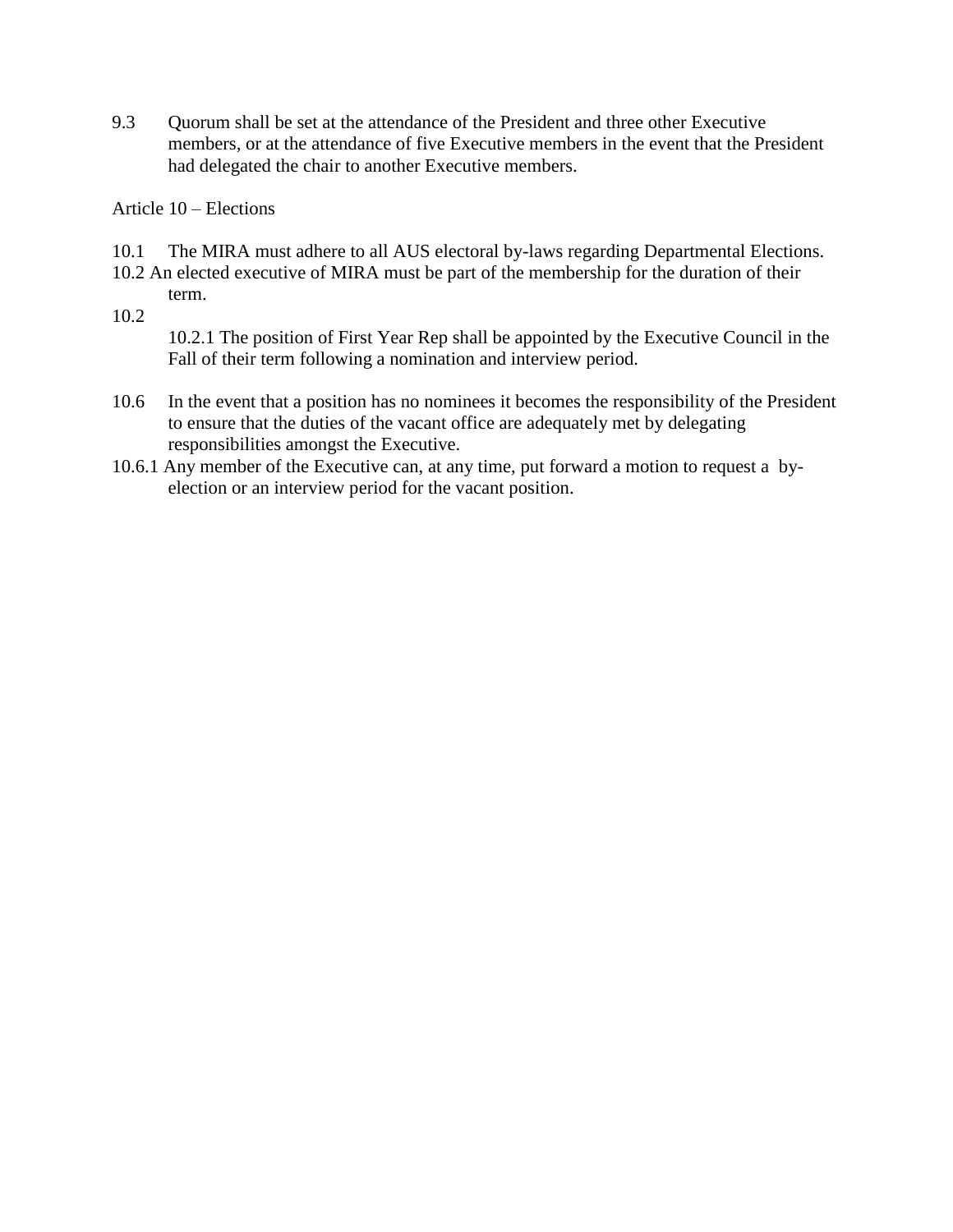9.3 Quorum shall be set at the attendance of the President and three other Executive members, or at the attendance of five Executive members in the event that the President had delegated the chair to another Executive members.

Article 10 – Elections

10.1 The MIRA must adhere to all AUS electoral by-laws regarding Departmental Elections.

10.2 An elected executive of MIRA must be part of the membership for the duration of their term.

10.2

10.2.1 The position of First Year Rep shall be appointed by the Executive Council in the Fall of their term following a nomination and interview period.

10.6 In the event that a position has no nominees it becomes the responsibility of the President to ensure that the duties of the vacant office are adequately met by delegating responsibilities amongst the Executive.

10.6.1 Any member of the Executive can, at any time, put forward a motion to request a by-election or an interview period for the vacant position.